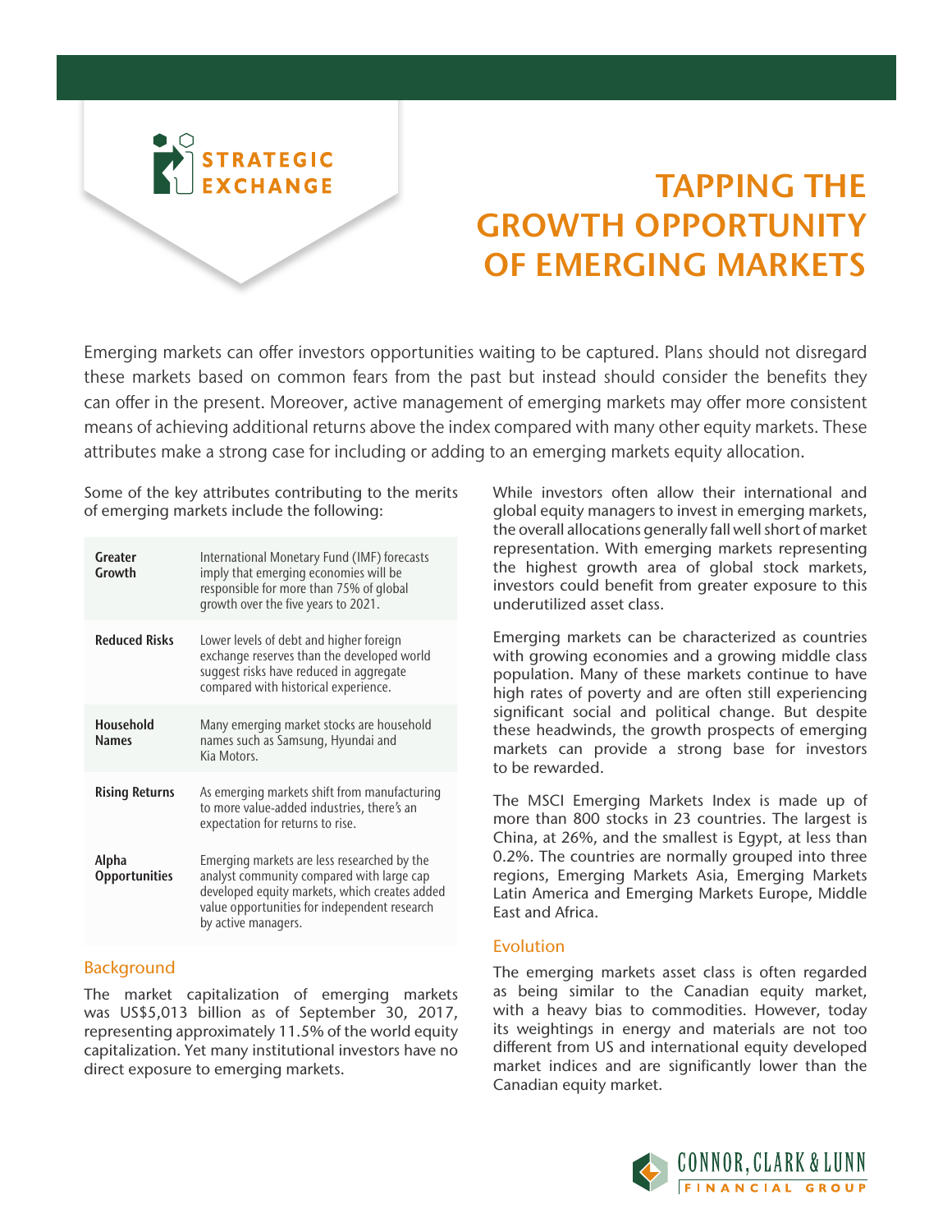STRATEGIC EXCHANGE

# TAPPING THE GROWTH OPPORTUNITY OF EMERGING MARKETS

Emerging markets can offer investors opportunities waiting to be captured. Plans should not disregard these markets based on common fears from the past but instead should consider the benefits they can offer in the present. Moreover, active management of emerging markets may offer more consistent means of achieving additional returns above the index compared with many other equity markets. These attributes make a strong case for including or adding to an emerging markets equity allocation.

Some of the key attributes contributing to the merits of emerging markets include the following:

| | |
|---|---|
| **Greater Growth** | International Monetary Fund (IMF) forecasts imply that emerging economies will be responsible for more than 75% of global growth over the five years to 2021. |
| **Reduced Risks** | Lower levels of debt and higher foreign exchange reserves than the developed world suggest risks have reduced in aggregate compared with historical experience. |
| **Household Names** | Many emerging market stocks are household names such as Samsung, Hyundai and Kia Motors. |
| **Rising Returns** | As emerging markets shift from manufacturing to more value-added industries, there's an expectation for returns to rise. |
| **Alpha Opportunities** | Emerging markets are less researched by the analyst community compared with large cap developed equity markets, which creates added value opportunities for independent research by active managers. |

## Background

The market capitalization of emerging markets was US$5,013 billion as of September 30, 2017, representing approximately 11.5% of the world equity capitalization. Yet many institutional investors have no direct exposure to emerging markets.

While investors often allow their international and global equity managers to invest in emerging markets, the overall allocations generally fall well short of market representation. With emerging markets representing the highest growth area of global stock markets, investors could benefit from greater exposure to this underutilized asset class.

Emerging markets can be characterized as countries with growing economies and a growing middle class population. Many of these markets continue to have high rates of poverty and are often still experiencing significant social and political change. But despite these headwinds, the growth prospects of emerging markets can provide a strong base for investors to be rewarded.

The MSCI Emerging Markets Index is made up of more than 800 stocks in 23 countries. The largest is China, at 26%, and the smallest is Egypt, at less than 0.2%. The countries are normally grouped into three regions, Emerging Markets Asia, Emerging Markets Latin America and Emerging Markets Europe, Middle East and Africa.

## Evolution

The emerging markets asset class is often regarded as being similar to the Canadian equity market, with a heavy bias to commodities. However, today its weightings in energy and materials are not too different from US and international equity developed market indices and are significantly lower than the Canadian equity market.

CONNOR, CLARK & LUNN FINANCIAL GROUP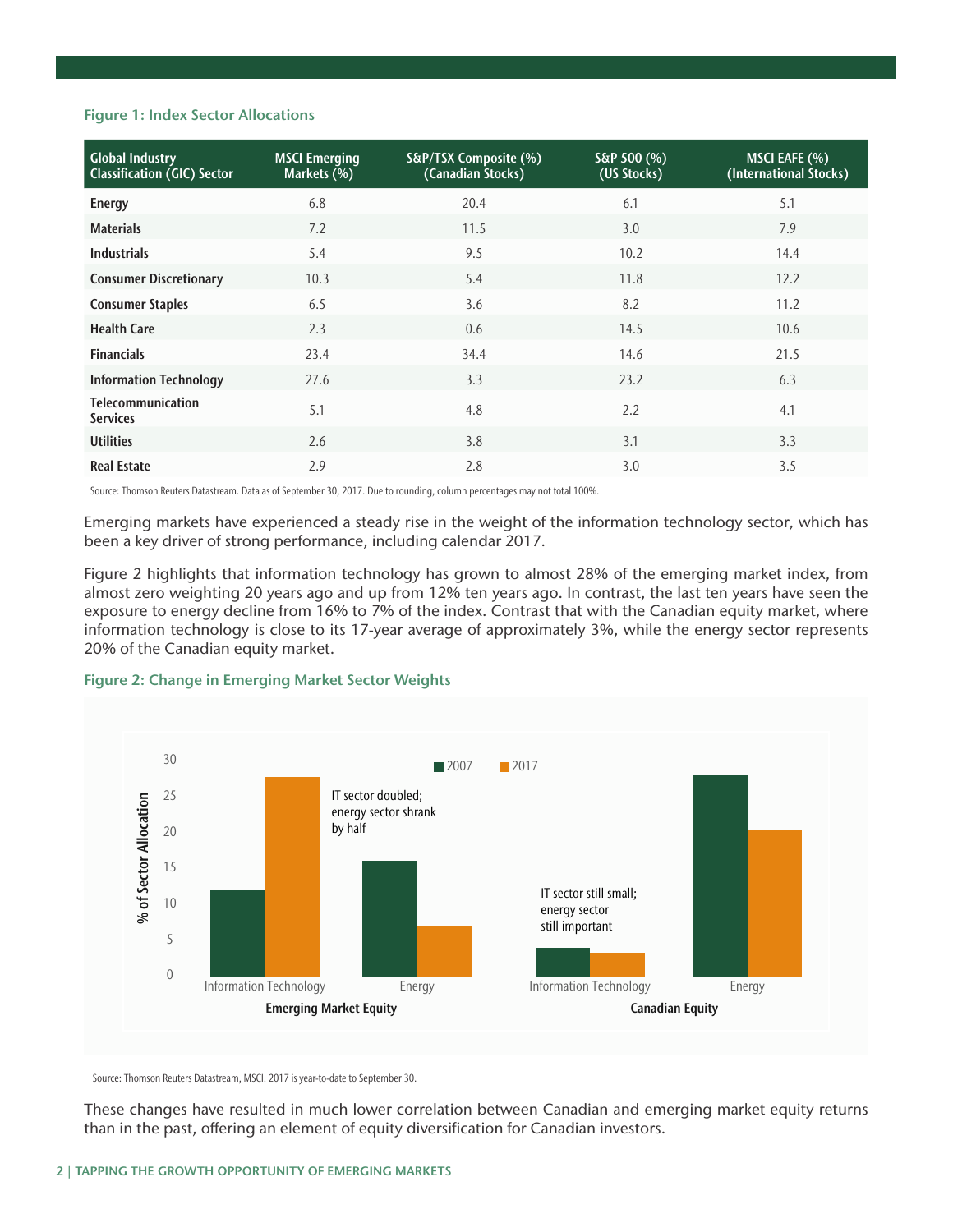**Figure 1: Index Sector Allocations**

| Global Industry Classification (GIC) Sector | MSCI Emerging Markets (%) | S&P/TSX Composite (%) (Canadian Stocks) | S&P 500 (%) (US Stocks) | MSCI EAFE (%) (International Stocks) |
|---|---|---|---|---|
| **Energy** | 6.8 | 20.4 | 6.1 | 5.1 |
| **Materials** | 7.2 | 11.5 | 3.0 | 7.9 |
| **Industrials** | 5.4 | 9.5 | 10.2 | 14.4 |
| **Consumer Discretionary** | 10.3 | 5.4 | 11.8 | 12.2 |
| **Consumer Staples** | 6.5 | 3.6 | 8.2 | 11.2 |
| **Health Care** | 2.3 | 0.6 | 14.5 | 10.6 |
| **Financials** | 23.4 | 34.4 | 14.6 | 21.5 |
| **Information Technology** | 27.6 | 3.3 | 23.2 | 6.3 |
| **Telecommunication Services** | 5.1 | 4.8 | 2.2 | 4.1 |
| **Utilities** | 2.6 | 3.8 | 3.1 | 3.3 |
| **Real Estate** | 2.9 | 2.8 | 3.0 | 3.5 |

Source: Thomson Reuters Datastream. Data as of September 30, 2017. Due to rounding, column percentages may not total 100%.

Emerging markets have experienced a steady rise in the weight of the information technology sector, which has been a key driver of strong performance, including calendar 2017.

Figure 2 highlights that information technology has grown to almost 28% of the emerging market index, from almost zero weighting 20 years ago and up from 12% ten years ago. In contrast, the last ten years have seen the exposure to energy decline from 16% to 7% of the index. Contrast that with the Canadian equity market, where information technology is close to its 17-year average of approximately 3%, while the energy sector represents 20% of the Canadian equity market.

**Figure 2: Change in Emerging Market Sector Weights**

Source: Thomson Reuters Datastream, MSCI. 2017 is year-to-date to September 30.

These changes have resulted in much lower correlation between Canadian and emerging market equity returns than in the past, offering an element of equity diversification for Canadian investors.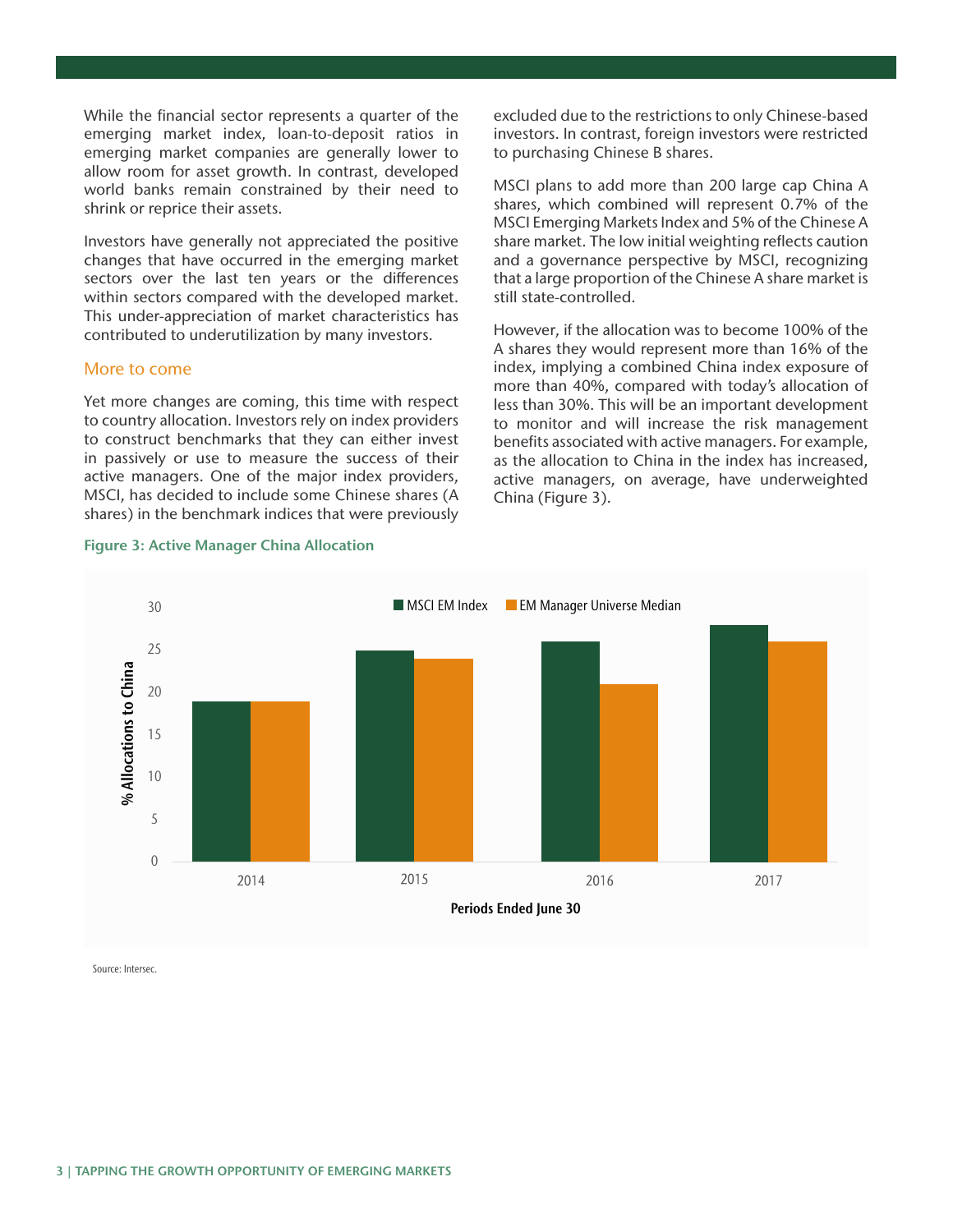While the financial sector represents a quarter of the emerging market index, loan-to-deposit ratios in emerging market companies are generally lower to allow room for asset growth. In contrast, developed world banks remain constrained by their need to shrink or reprice their assets.

Investors have generally not appreciated the positive changes that have occurred in the emerging market sectors over the last ten years or the differences within sectors compared with the developed market. This under-appreciation of market characteristics has contributed to underutilization by many investors.

## More to come

Yet more changes are coming, this time with respect to country allocation. Investors rely on index providers to construct benchmarks that they can either invest in passively or use to measure the success of their active managers. One of the major index providers, MSCI, has decided to include some Chinese shares (A shares) in the benchmark indices that were previously excluded due to the restrictions to only Chinese-based investors. In contrast, foreign investors were restricted to purchasing Chinese B shares.

MSCI plans to add more than 200 large cap China A shares, which combined will represent 0.7% of the MSCI Emerging Markets Index and 5% of the Chinese A share market. The low initial weighting reflects caution and a governance perspective by MSCI, recognizing that a large proportion of the Chinese A share market is still state-controlled.

However, if the allocation was to become 100% of the A shares they would represent more than 16% of the index, implying a combined China index exposure of more than 40%, compared with today's allocation of less than 30%. This will be an important development to monitor and will increase the risk management benefits associated with active managers. For example, as the allocation to China in the index has increased, active managers, on average, have underweighted China (Figure 3).

**Figure 3: Active Manager China Allocation**

% Allocations to China, Periods Ended June 30

| Period | MSCI EM Index | EM Manager Universe Median |
|---|---|---|
| 2014 | 19 | 19 |
| 2015 | 25 | 24 |
| 2016 | 26 | 21 |
| 2017 | 28 | 26 |

Source: Intersec.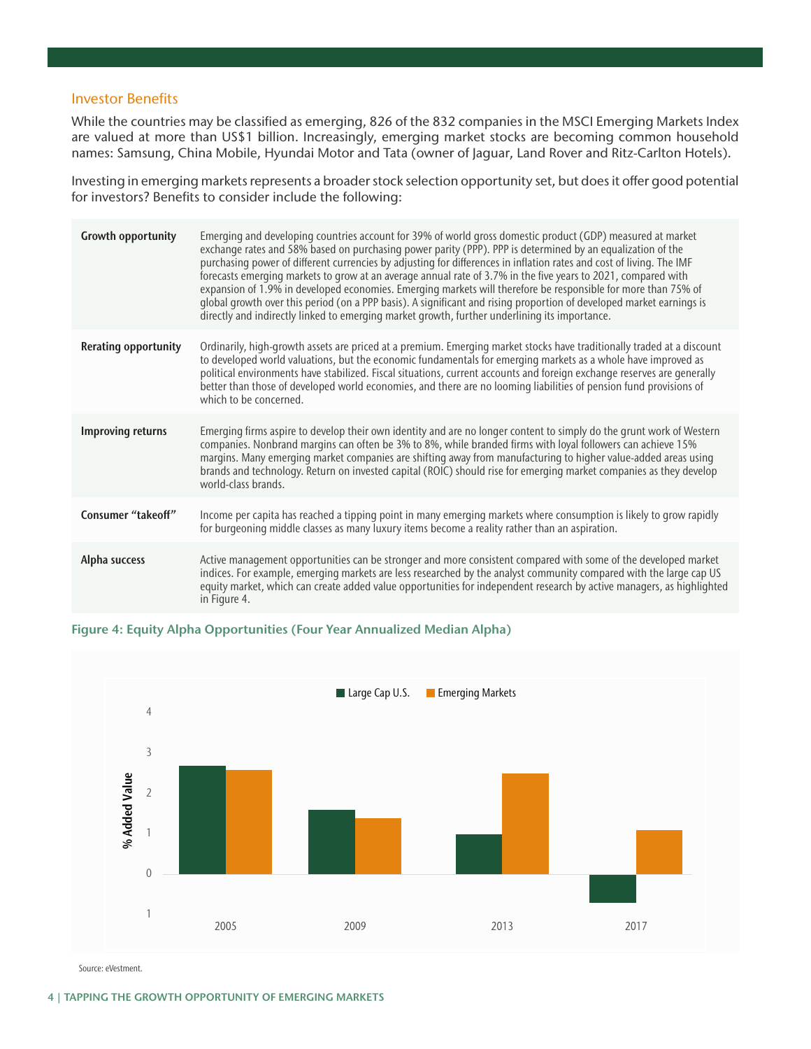## Investor Benefits

While the countries may be classified as emerging, 826 of the 832 companies in the MSCI Emerging Markets Index are valued at more than US$1 billion. Increasingly, emerging market stocks are becoming common household names: Samsung, China Mobile, Hyundai Motor and Tata (owner of Jaguar, Land Rover and Ritz-Carlton Hotels).

Investing in emerging markets represents a broader stock selection opportunity set, but does it offer good potential for investors? Benefits to consider include the following:

| | |
|---|---|
| **Growth opportunity** | Emerging and developing countries account for 39% of world gross domestic product (GDP) measured at market exchange rates and 58% based on purchasing power parity (PPP). PPP is determined by an equalization of the purchasing power of different currencies by adjusting for differences in inflation rates and cost of living. The IMF forecasts emerging markets to grow at an average annual rate of 3.7% in the five years to 2021, compared with expansion of 1.9% in developed economies. Emerging markets will therefore be responsible for more than 75% of global growth over this period (on a PPP basis). A significant and rising proportion of developed market earnings is directly and indirectly linked to emerging market growth, further underlining its importance. |
| **Rerating opportunity** | Ordinarily, high-growth assets are priced at a premium. Emerging market stocks have traditionally traded at a discount to developed world valuations, but the economic fundamentals for emerging markets as a whole have improved as political environments have stabilized. Fiscal situations, current accounts and foreign exchange reserves are generally better than those of developed world economies, and there are no looming liabilities of pension fund provisions of which to be concerned. |
| **Improving returns** | Emerging firms aspire to develop their own identity and are no longer content to simply do the grunt work of Western companies. Nonbrand margins can often be 3% to 8%, while branded firms with loyal followers can achieve 15% margins. Many emerging market companies are shifting away from manufacturing to higher value-added areas using brands and technology. Return on invested capital (ROIC) should rise for emerging market companies as they develop world-class brands. |
| **Consumer "takeoff"** | Income per capita has reached a tipping point in many emerging markets where consumption is likely to grow rapidly for burgeoning middle classes as many luxury items become a reality rather than an aspiration. |
| **Alpha success** | Active management opportunities can be stronger and more consistent compared with some of the developed market indices. For example, emerging markets are less researched by the analyst community compared with the large cap US equity market, which can create added value opportunities for independent research by active managers, as highlighted in Figure 4. |

**Figure 4: Equity Alpha Opportunities (Four Year Annualized Median Alpha)**

| Year | Large Cap U.S. | Emerging Markets |
|---|---|---|
| 2005 | 2.7 | 2.6 |
| 2009 | 1.6 | 1.4 |
| 2013 | 1.0 | 2.5 |
| 2017 | -0.7 | 1.1 |

*% Added Value (approximate values read from chart)*

Source: eVestment.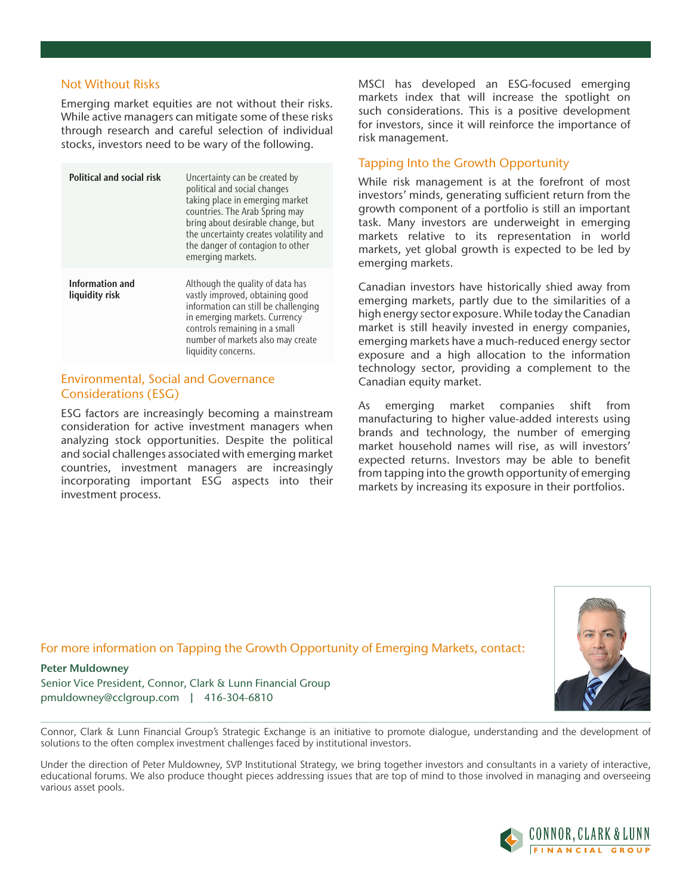## Not Without Risks

Emerging market equities are not without their risks. While active managers can mitigate some of these risks through research and careful selection of individual stocks, investors need to be wary of the following.

| | |
|---|---|
| **Political and social risk** | Uncertainty can be created by political and social changes taking place in emerging market countries. The Arab Spring may bring about desirable change, but the uncertainty creates volatility and the danger of contagion to other emerging markets. |
| **Information and liquidity risk** | Although the quality of data has vastly improved, obtaining good information can still be challenging in emerging markets. Currency controls remaining in a small number of markets also may create liquidity concerns. |

## Environmental, Social and Governance Considerations (ESG)

ESG factors are increasingly becoming a mainstream consideration for active investment managers when analyzing stock opportunities. Despite the political and social challenges associated with emerging market countries, investment managers are increasingly incorporating important ESG aspects into their investment process.

MSCI has developed an ESG-focused emerging markets index that will increase the spotlight on such considerations. This is a positive development for investors, since it will reinforce the importance of risk management.

## Tapping Into the Growth Opportunity

While risk management is at the forefront of most investors' minds, generating sufficient return from the growth component of a portfolio is still an important task. Many investors are underweight in emerging markets relative to its representation in world markets, yet global growth is expected to be led by emerging markets.

Canadian investors have historically shied away from emerging markets, partly due to the similarities of a high energy sector exposure. While today the Canadian market is still heavily invested in energy companies, emerging markets have a much-reduced energy sector exposure and a high allocation to the information technology sector, providing a complement to the Canadian equity market.

As emerging market companies shift from manufacturing to higher value-added interests using brands and technology, the number of emerging market household names will rise, as will investors' expected returns. Investors may be able to benefit from tapping into the growth opportunity of emerging markets by increasing its exposure in their portfolios.

For more information on Tapping the Growth Opportunity of Emerging Markets, contact:

**Peter Muldowney**
Senior Vice President, Connor, Clark & Lunn Financial Group
pmuldowney@cclgroup.com | 416-304-6810

Connor, Clark & Lunn Financial Group's Strategic Exchange is an initiative to promote dialogue, understanding and the development of solutions to the often complex investment challenges faced by institutional investors.

Under the direction of Peter Muldowney, SVP Institutional Strategy, we bring together investors and consultants in a variety of interactive, educational forums. We also produce thought pieces addressing issues that are top of mind to those involved in managing and overseeing various asset pools.

CONNOR, CLARK & LUNN
FINANCIAL GROUP